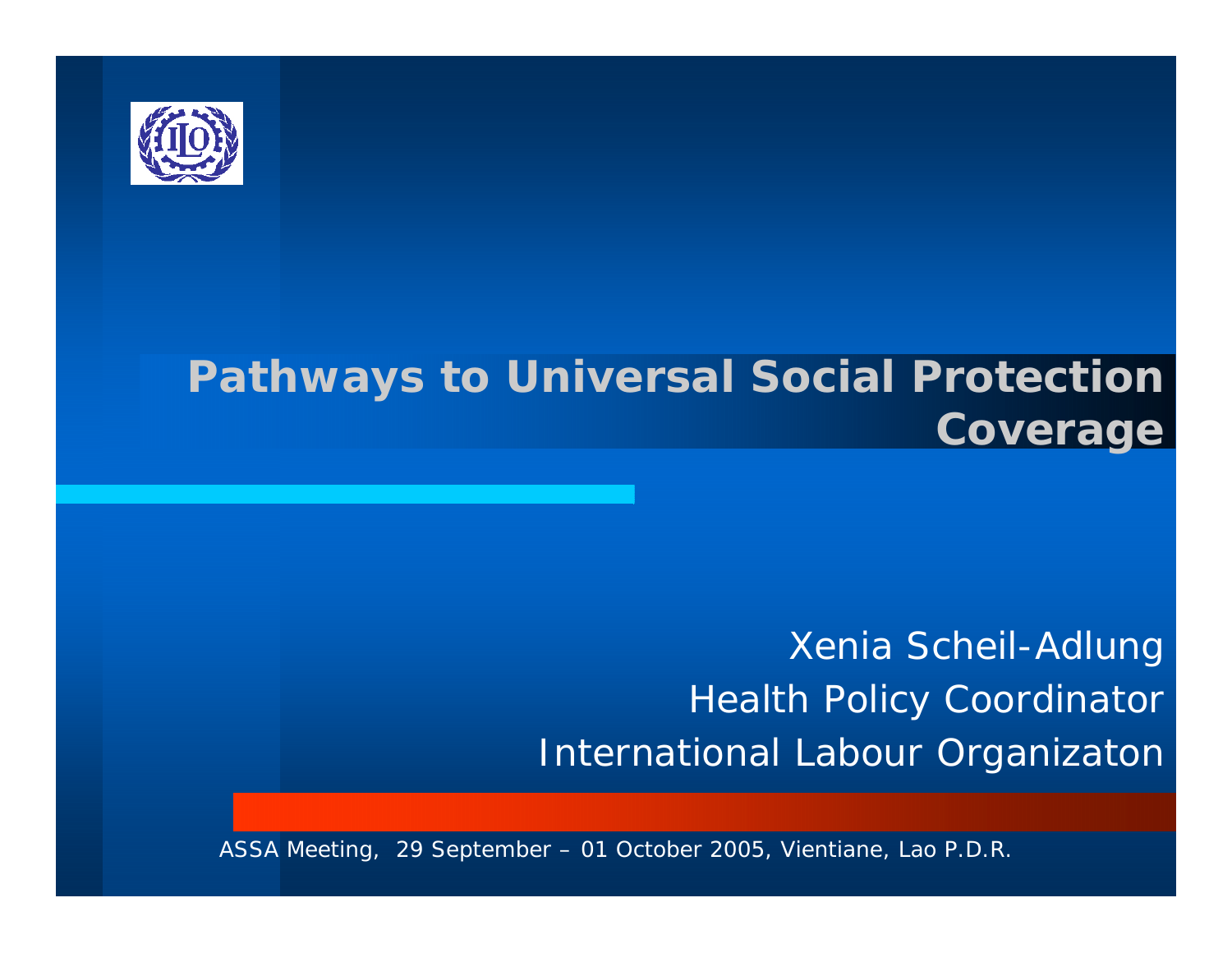# Pathways to Universal Social Protection Coverage

Xenia Scheil-Adlung

Health Policy Coordinator

International Labour Organizaton

ASSA Meeting, 29 September – 01 October 2005, Vientiane, Lao P.D.R.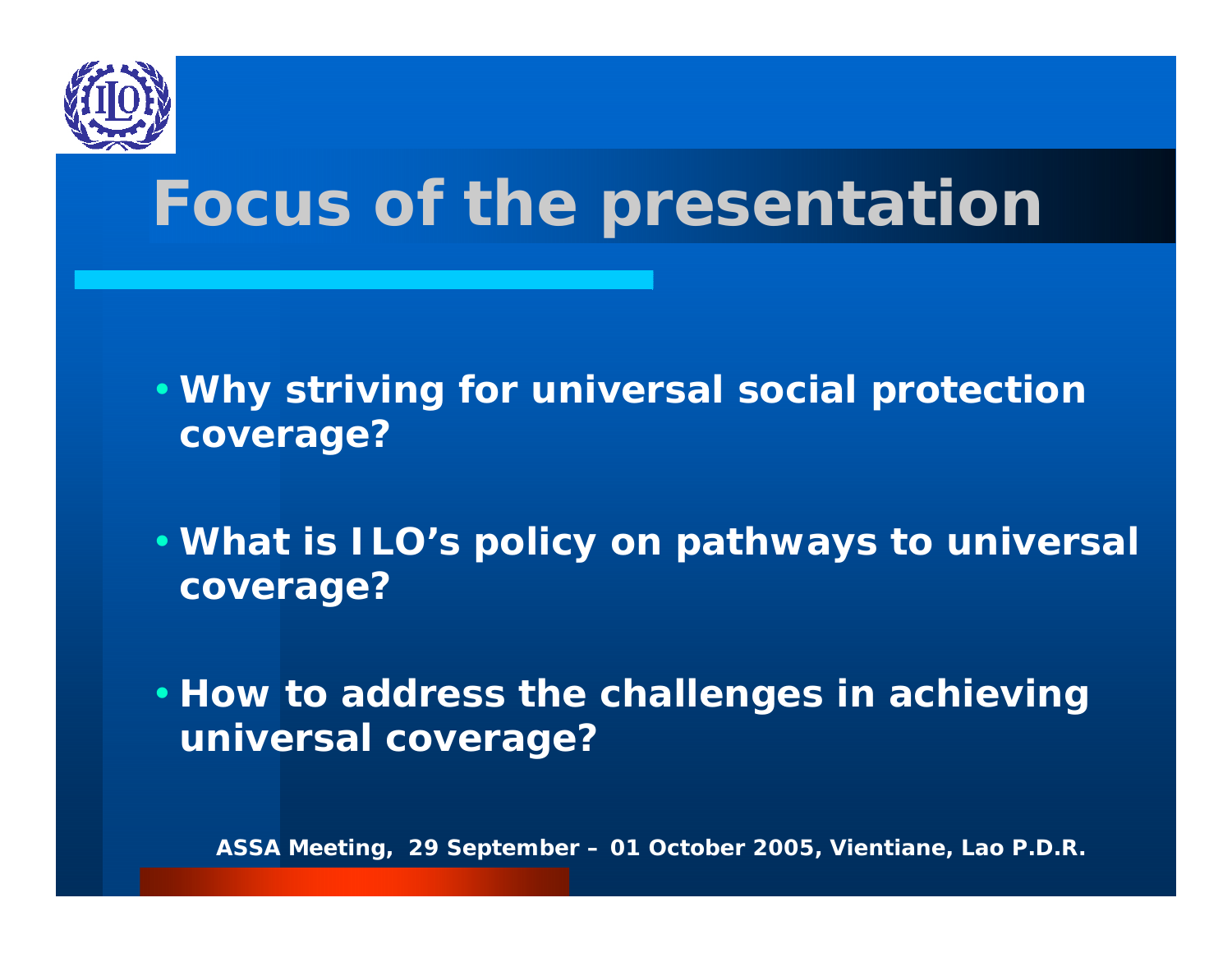# Focus of the presentation

- **Why striving for universal social protection coverage?**
- **What is ILO's policy on pathways to universal coverage?**
- **How to address the challenges in achieving universal coverage?**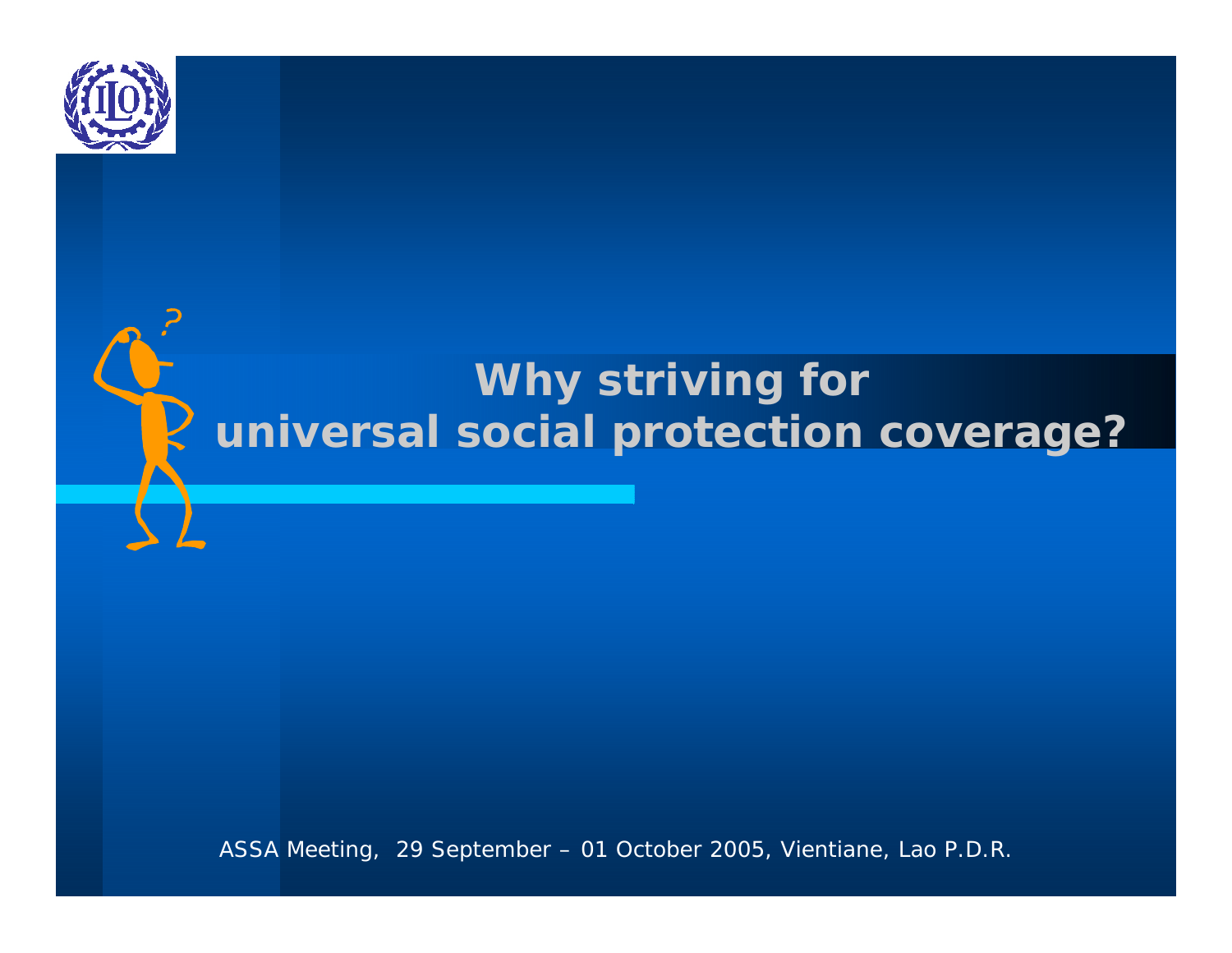# Why striving for universal social protection coverage?

ASSA Meeting, 29 September – 01 October 2005, Vientiane, Lao P.D.R.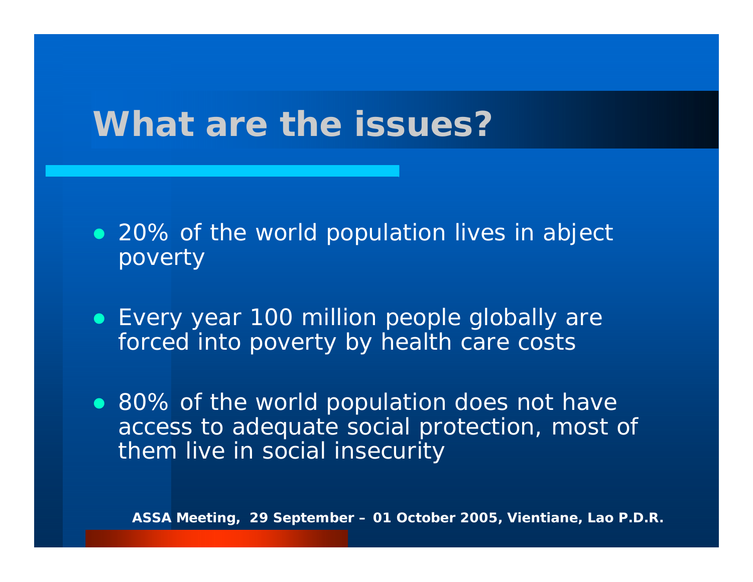# What are the issues?

- 20% of the world population lives in abject poverty
- Every year 100 million people globally are forced into poverty by health care costs
- 80% of the world population does not have access to adequate social protection, most of them live in social insecurity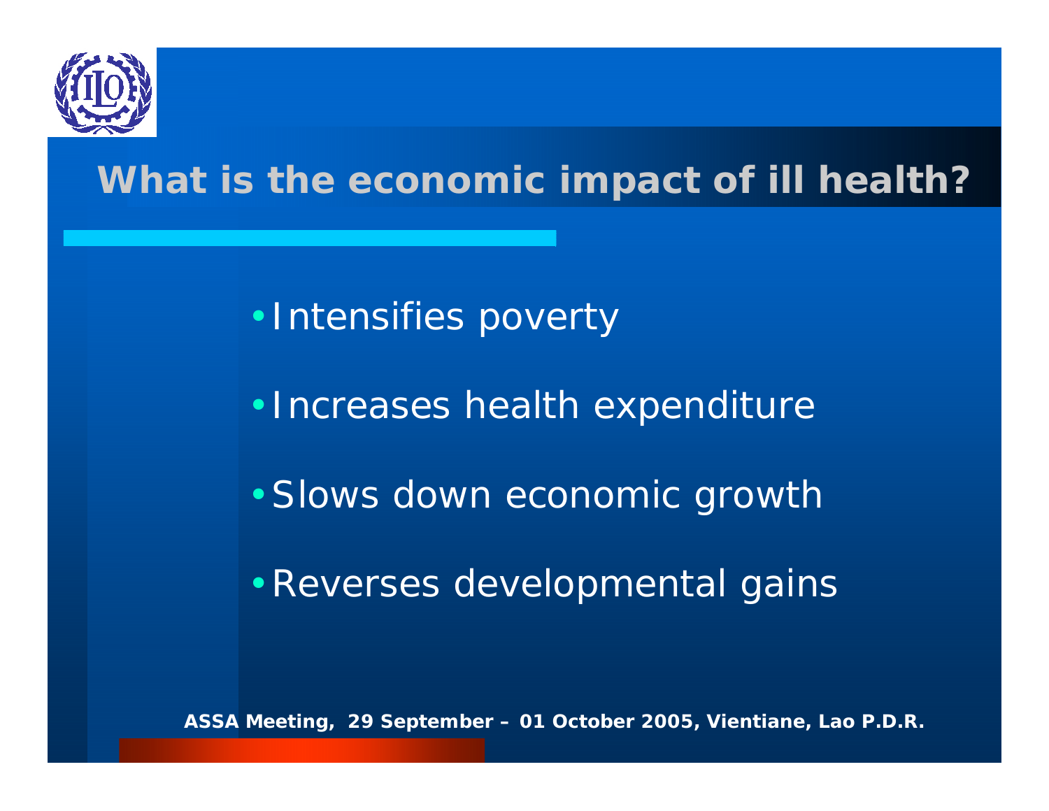## What is the economic impact of ill health?

- Intensifies poverty
- Increases health expenditure
- Slows down economic growth
- Reverses developmental gains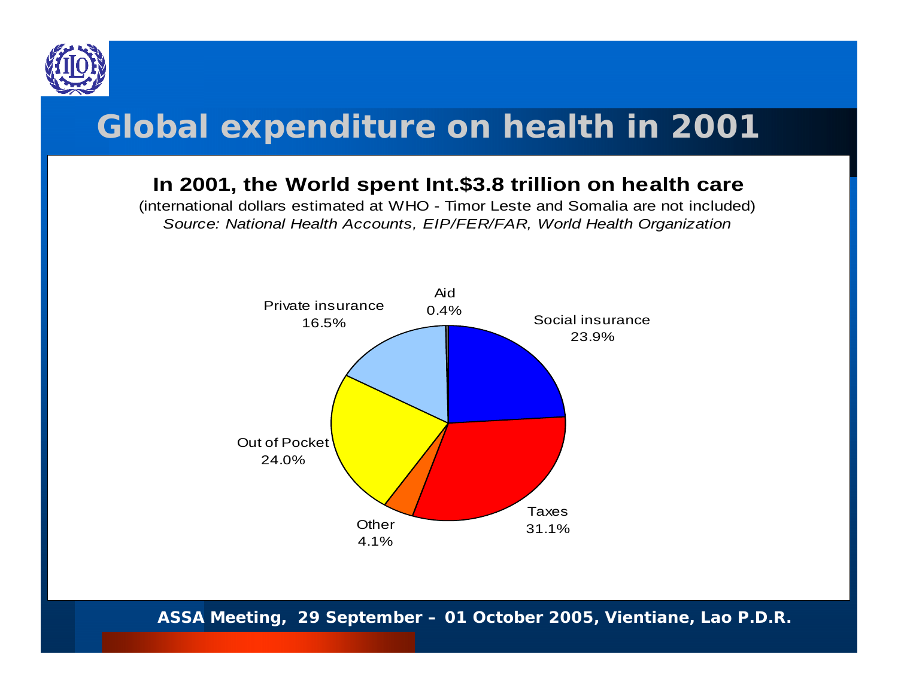# Global expenditure on health in 2001

**In 2001, the World spent Int.$3.8 trillion on health care**

(international dollars estimated at WHO - Timor Leste and Somalia are not included)

*Source: National Health Accounts, EIP/FER/FAR, World Health Organization*

| Source | Share |
|---|---|
| Social insurance | 23.9% |
| Taxes | 31.1% |
| Other | 4.1% |
| Out of Pocket | 24.0% |
| Private insurance | 16.5% |
| Aid | 0.4% |

ASSA Meeting, 29 September – 01 October 2005, Vientiane, Lao P.D.R.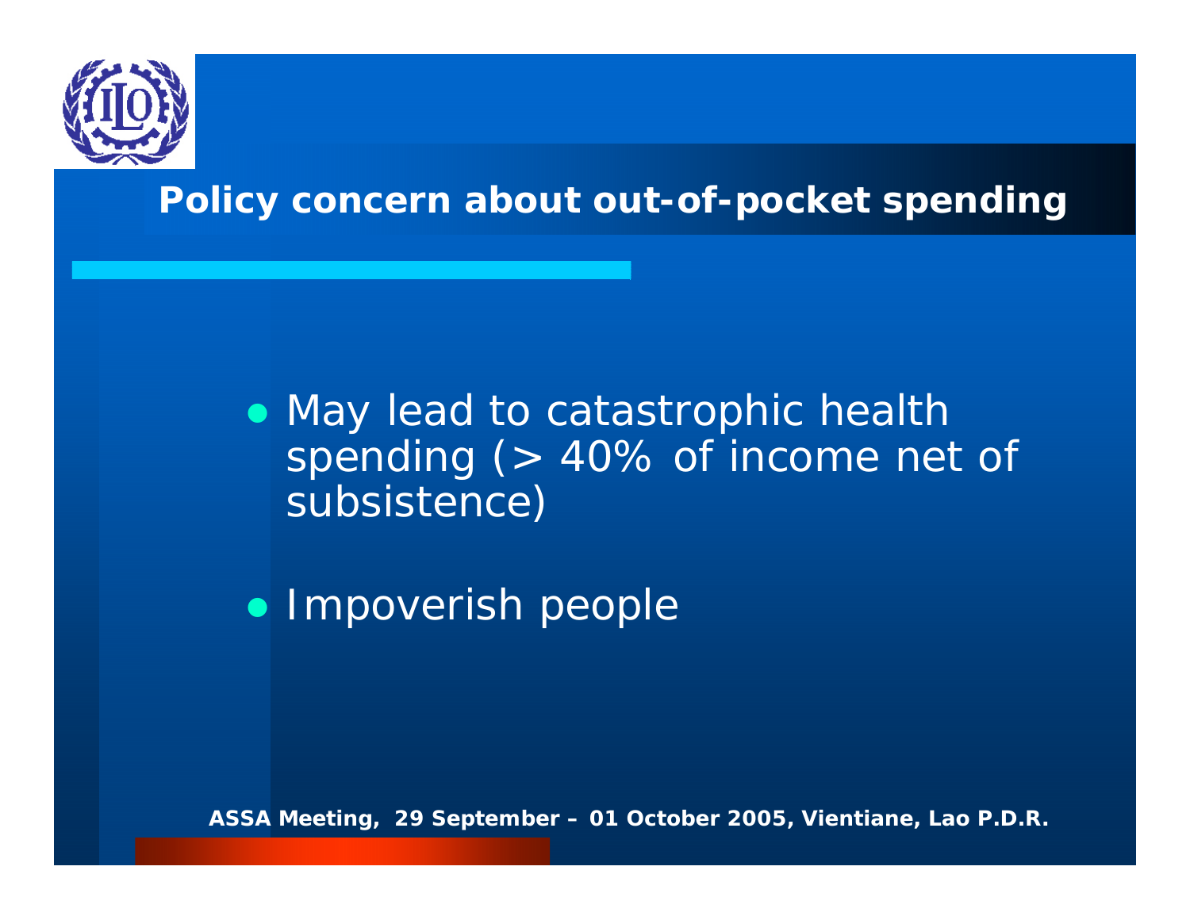## Policy concern about out-of-pocket spending

- May lead to catastrophic health spending (> 40% of income net of subsistence)
- Impoverish people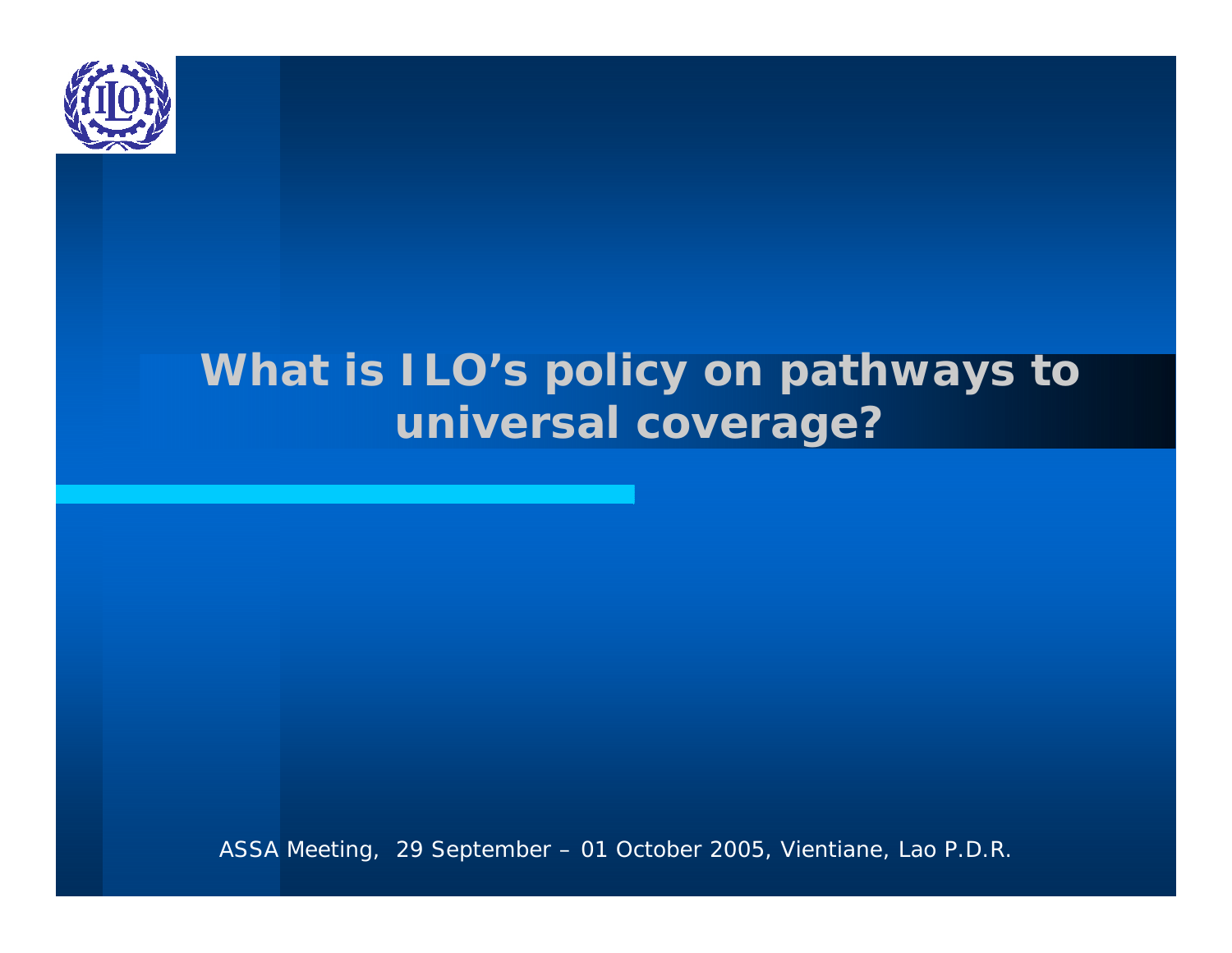# What is ILO's policy on pathways to universal coverage?

ASSA Meeting, 29 September – 01 October 2005, Vientiane, Lao P.D.R.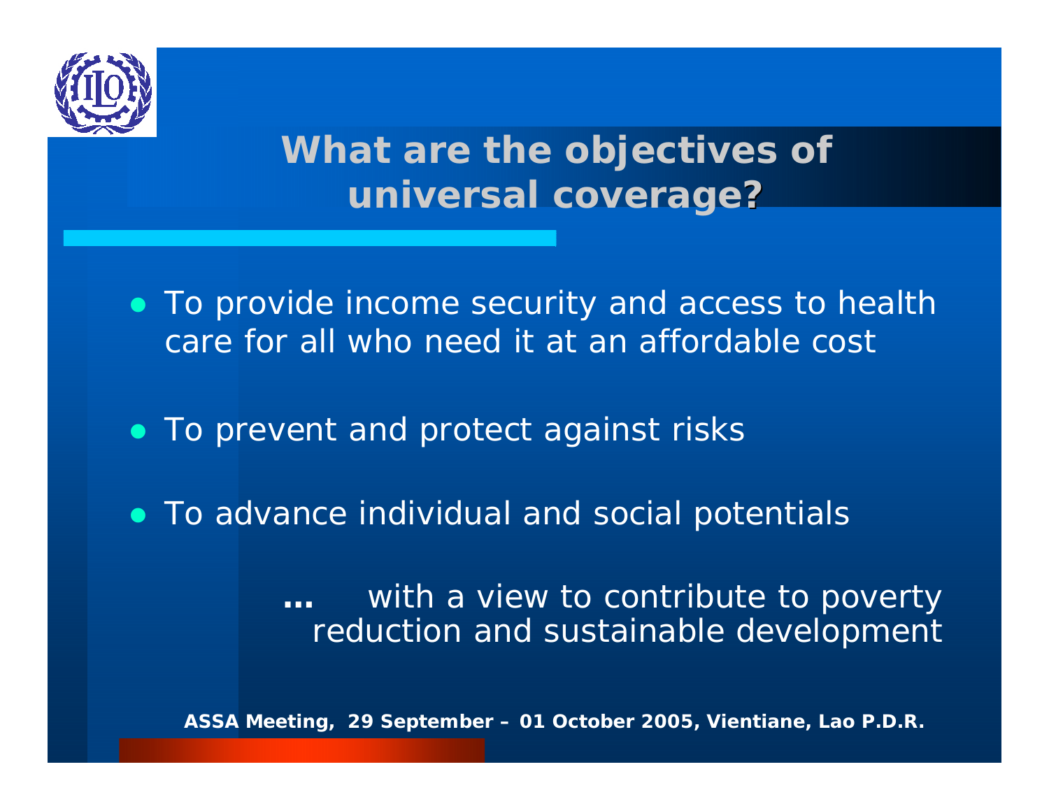# What are the objectives of universal coverage?

- To provide income security and access to health care for all who need it at an affordable cost
- To prevent and protect against risks
- To advance individual and social potentials

**…** with a view to contribute to poverty reduction and sustainable development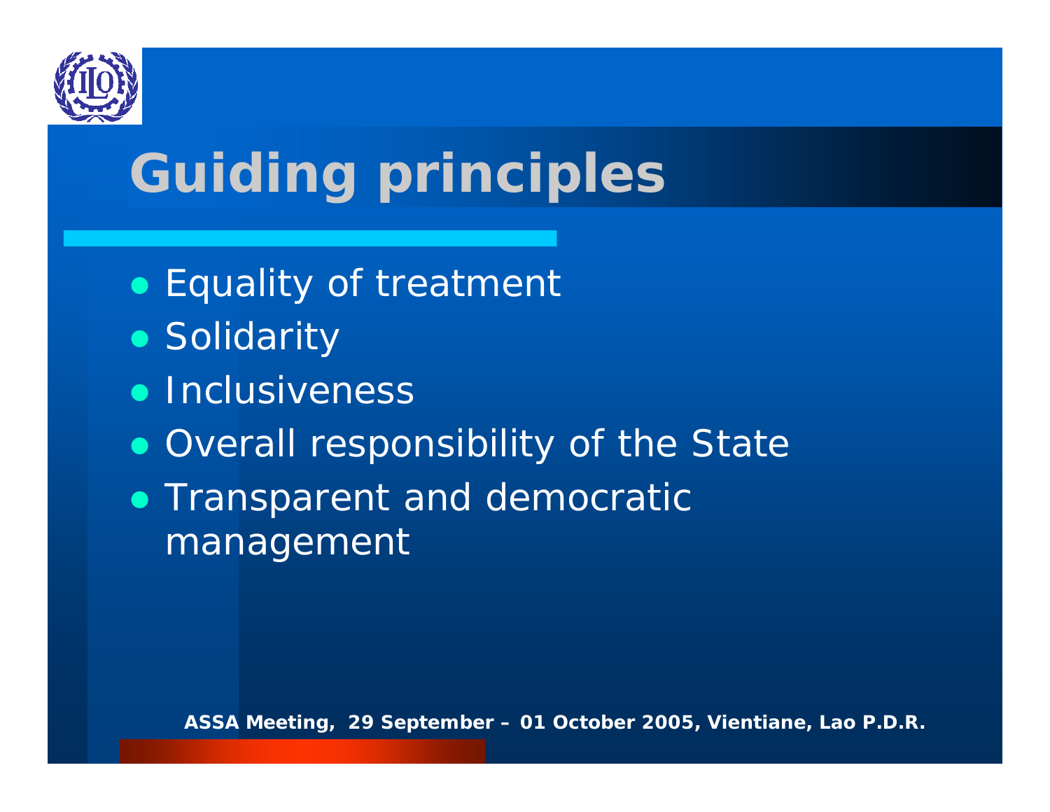# Guiding principles

- Equality of treatment
- Solidarity
- Inclusiveness
- Overall responsibility of the State
- Transparent and democratic management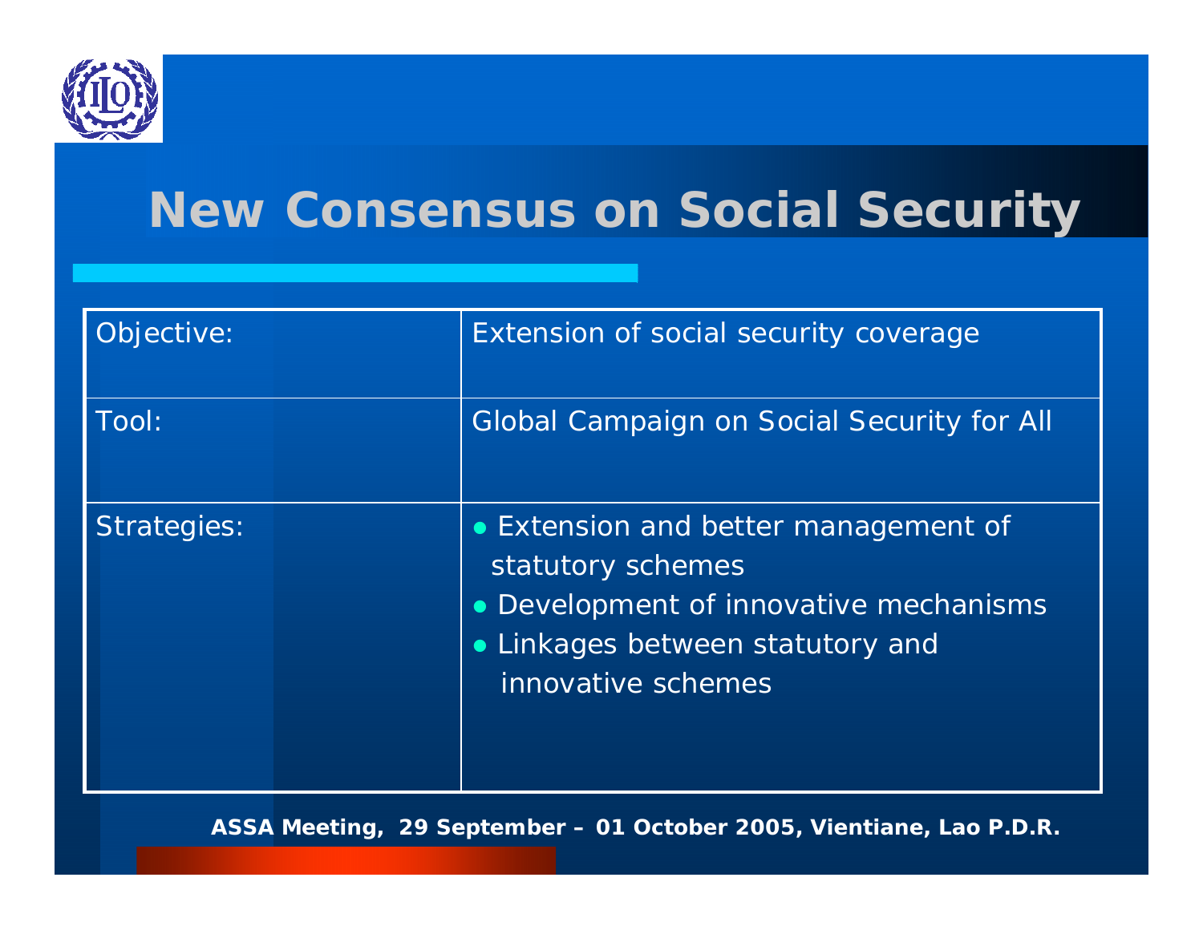# New Consensus on Social Security

| Objective: | Extension of social security coverage |
| --- | --- |
| Tool: | Global Campaign on Social Security for All |
| Strategies: | • Extension and better management of statutory schemes<br>• Development of innovative mechanisms<br>• Linkages between statutory and innovative schemes |

**ASSA Meeting, 29 September – 01 October 2005, Vientiane, Lao P.D.R.**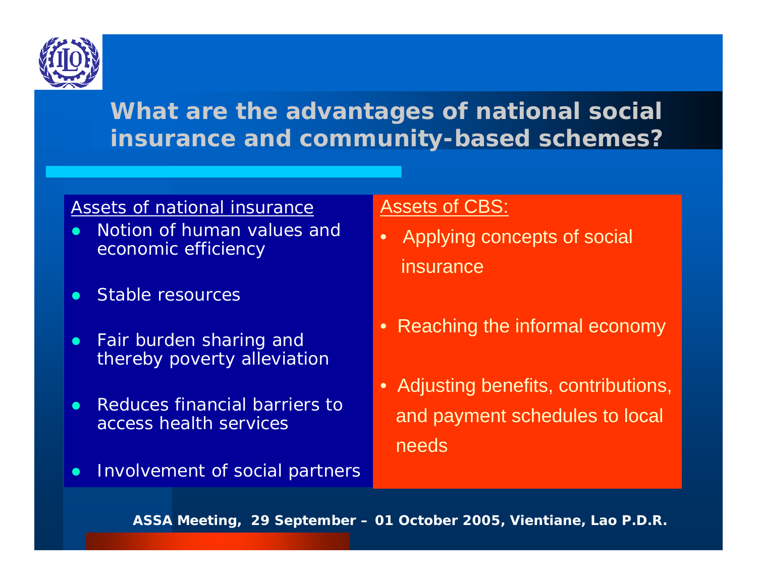# What are the advantages of national social insurance and community-based schemes?

Assets of national insurance

- Notion of human values and economic efficiency
- Stable resources
- Fair burden sharing and thereby poverty alleviation
- Reduces financial barriers to access health services
- Involvement of social partners

Assets of CBS:

- Applying concepts of social insurance
- Reaching the informal economy
- Adjusting benefits, contributions, and payment schedules to local needs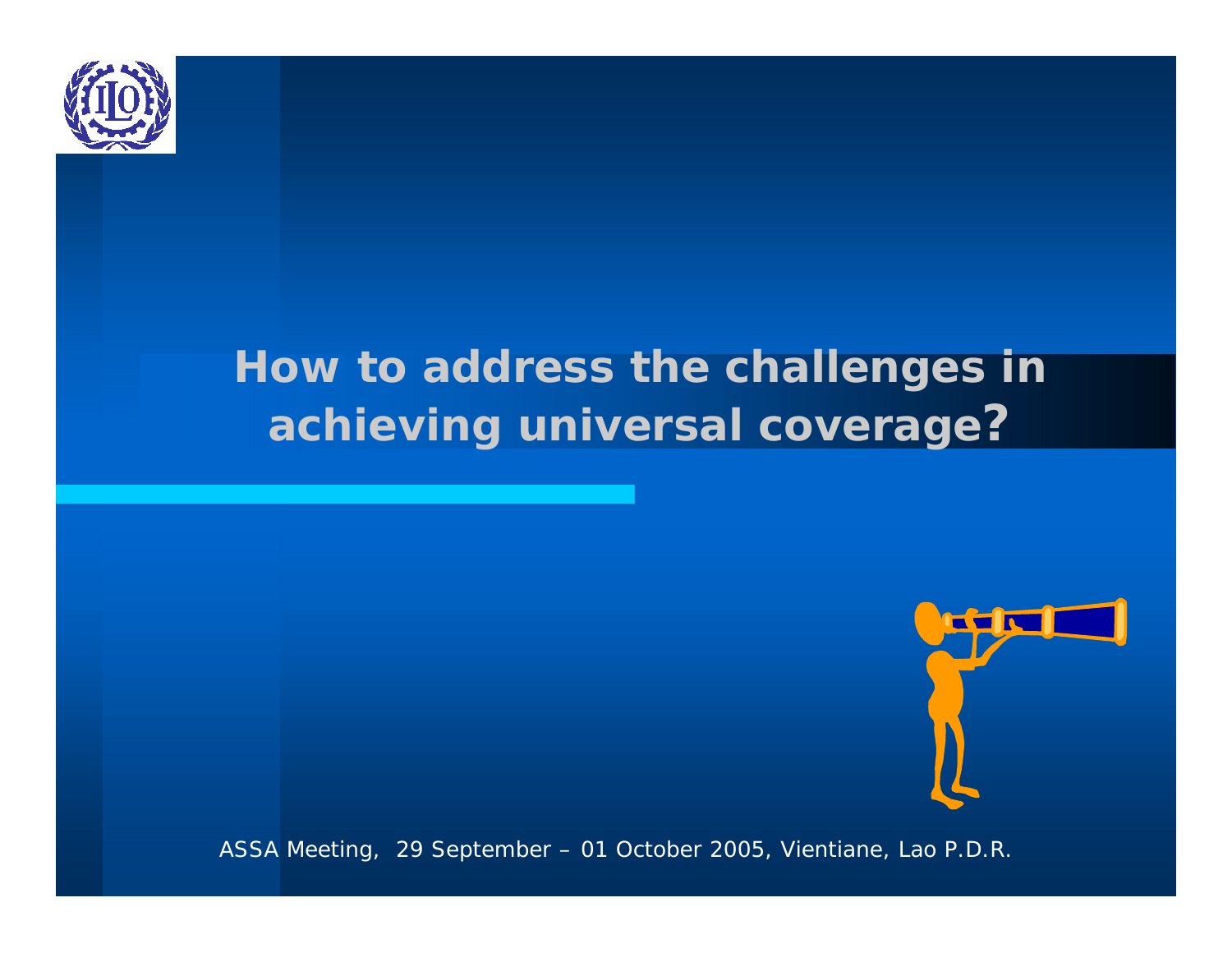# How to address the challenges in achieving universal coverage?

ASSA Meeting, 29 September – 01 October 2005, Vientiane, Lao P.D.R.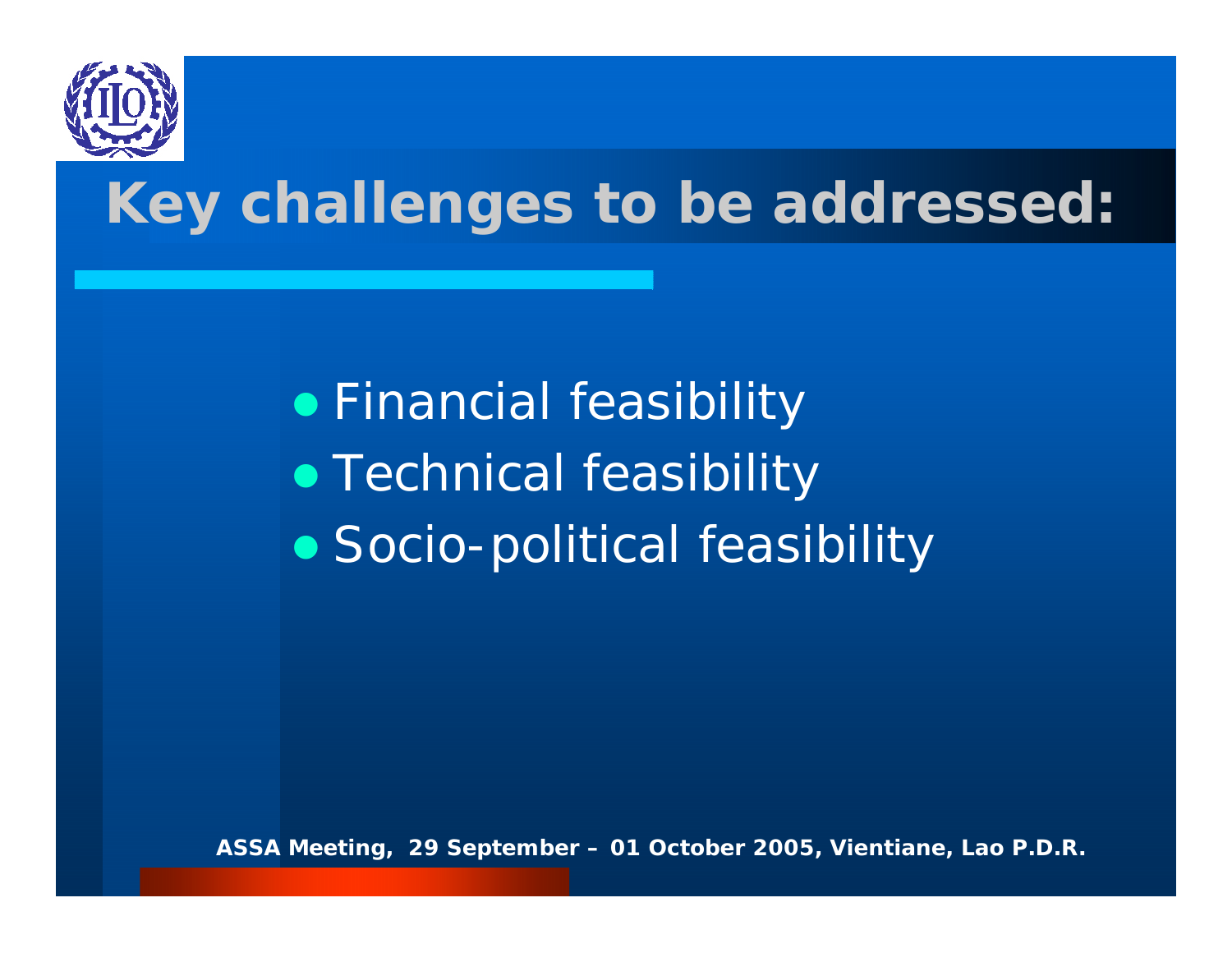# Key challenges to be addressed:

- Financial feasibility
- Technical feasibility
- Socio-political feasibility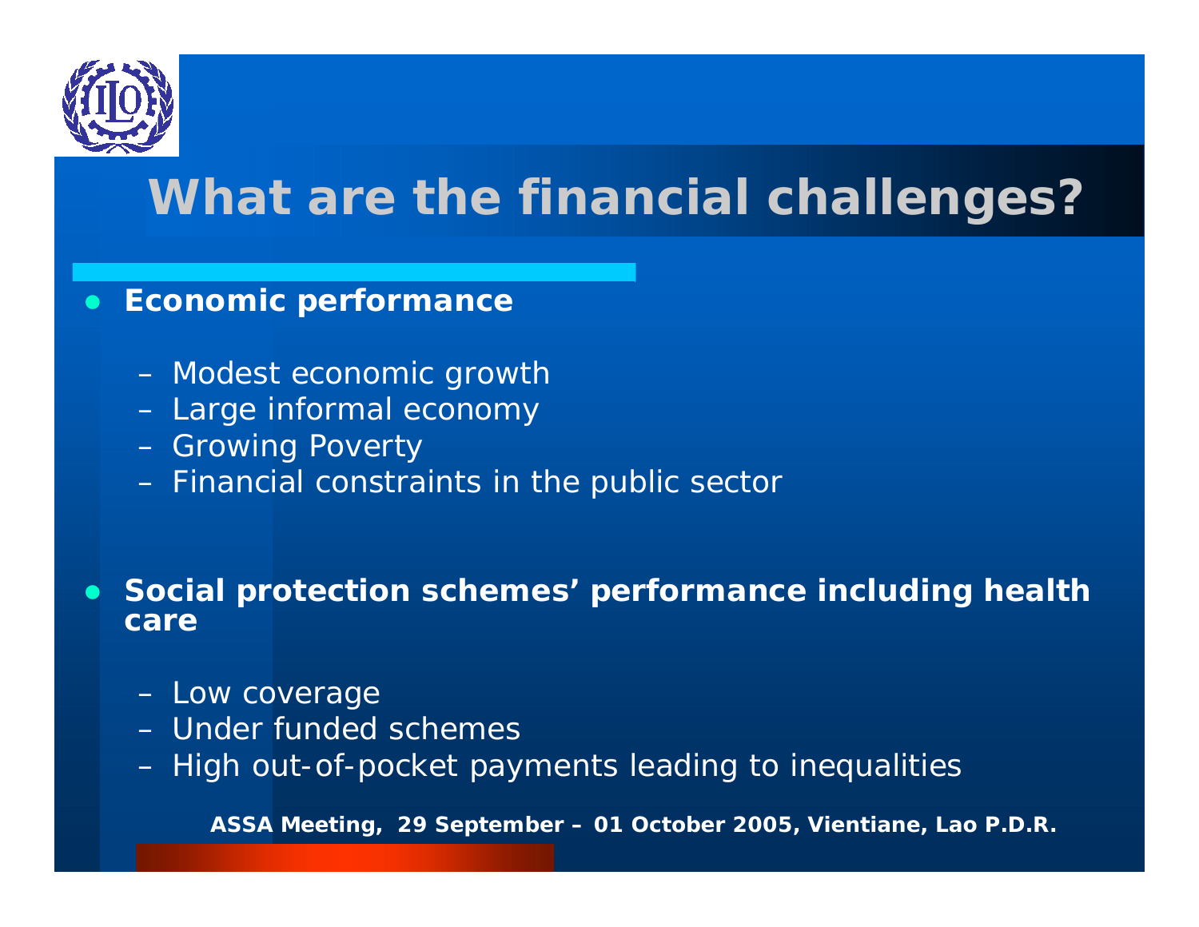# What are the financial challenges?

- **Economic performance**
  - Modest economic growth
  - Large informal economy
  - Growing Poverty
  - Financial constraints in the public sector

- **Social protection schemes' performance including health care**
  - Low coverage
  - Under funded schemes
  - High out-of-pocket payments leading to inequalities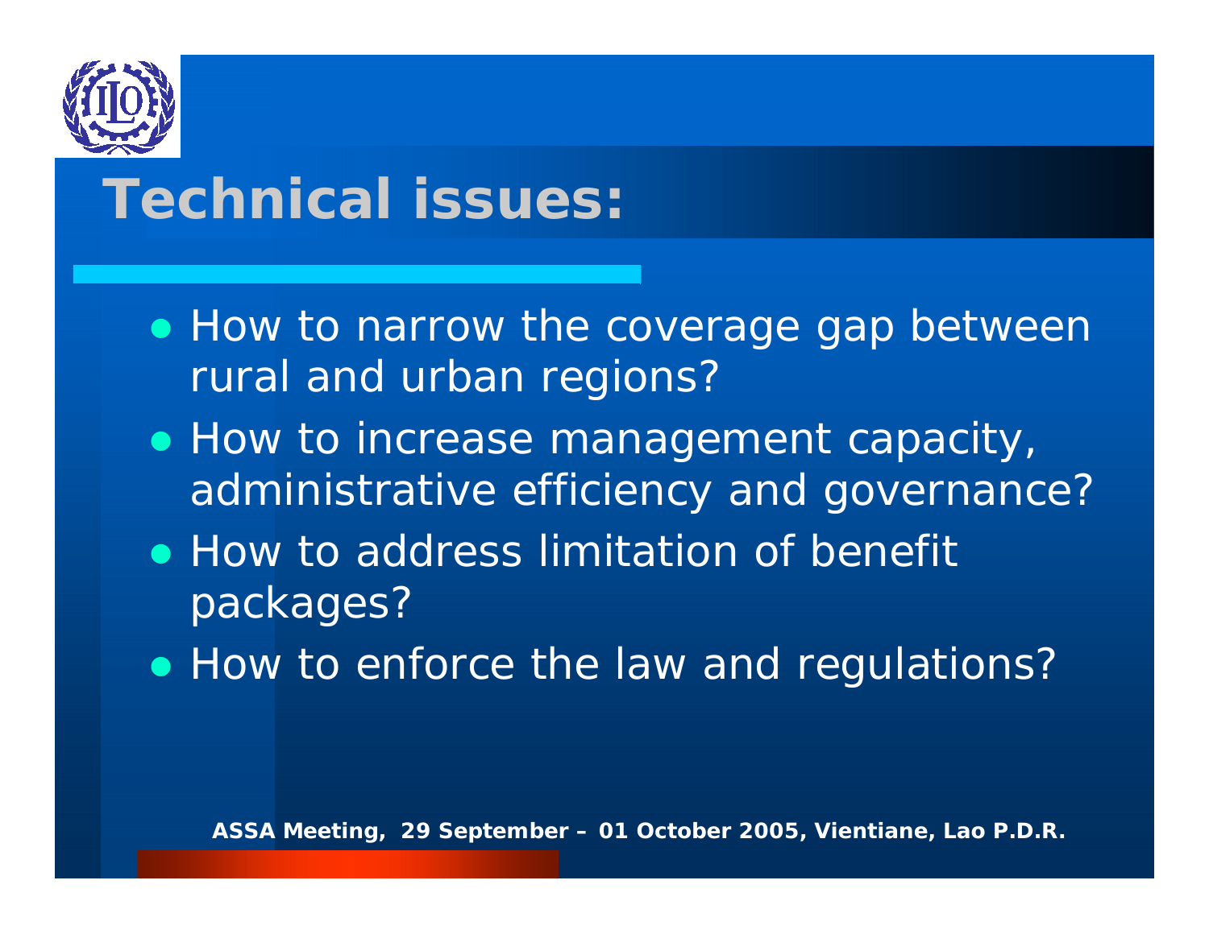# Technical issues:

- How to narrow the coverage gap between rural and urban regions?
- How to increase management capacity, administrative efficiency and governance?
- How to address limitation of benefit packages?
- How to enforce the law and regulations?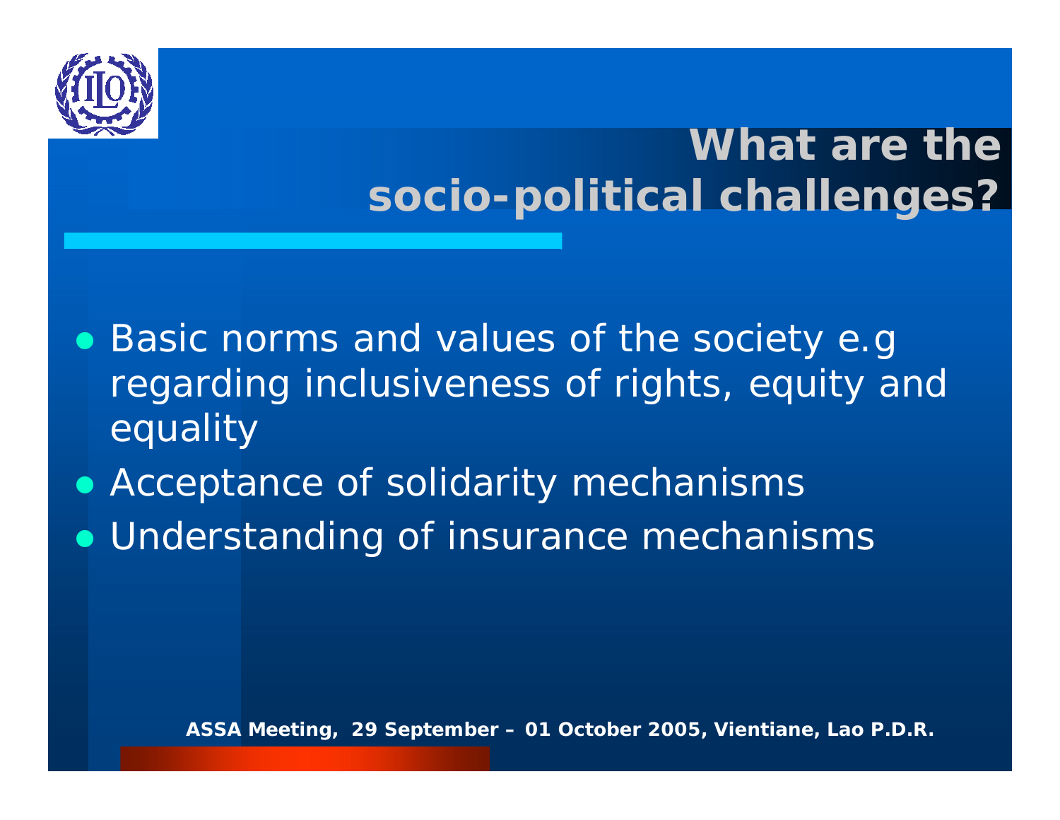# What are the socio-political challenges?

- Basic norms and values of the society e.g regarding inclusiveness of rights, equity and equality
- Acceptance of solidarity mechanisms
- Understanding of insurance mechanisms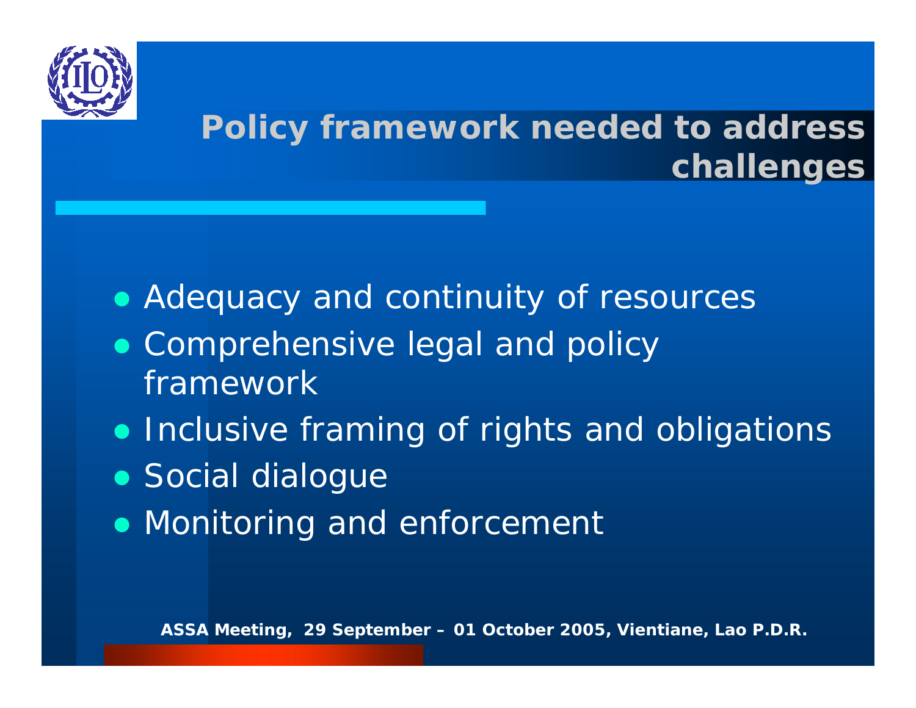# Policy framework needed to address challenges

- Adequacy and continuity of resources
- Comprehensive legal and policy framework
- Inclusive framing of rights and obligations
- Social dialogue
- Monitoring and enforcement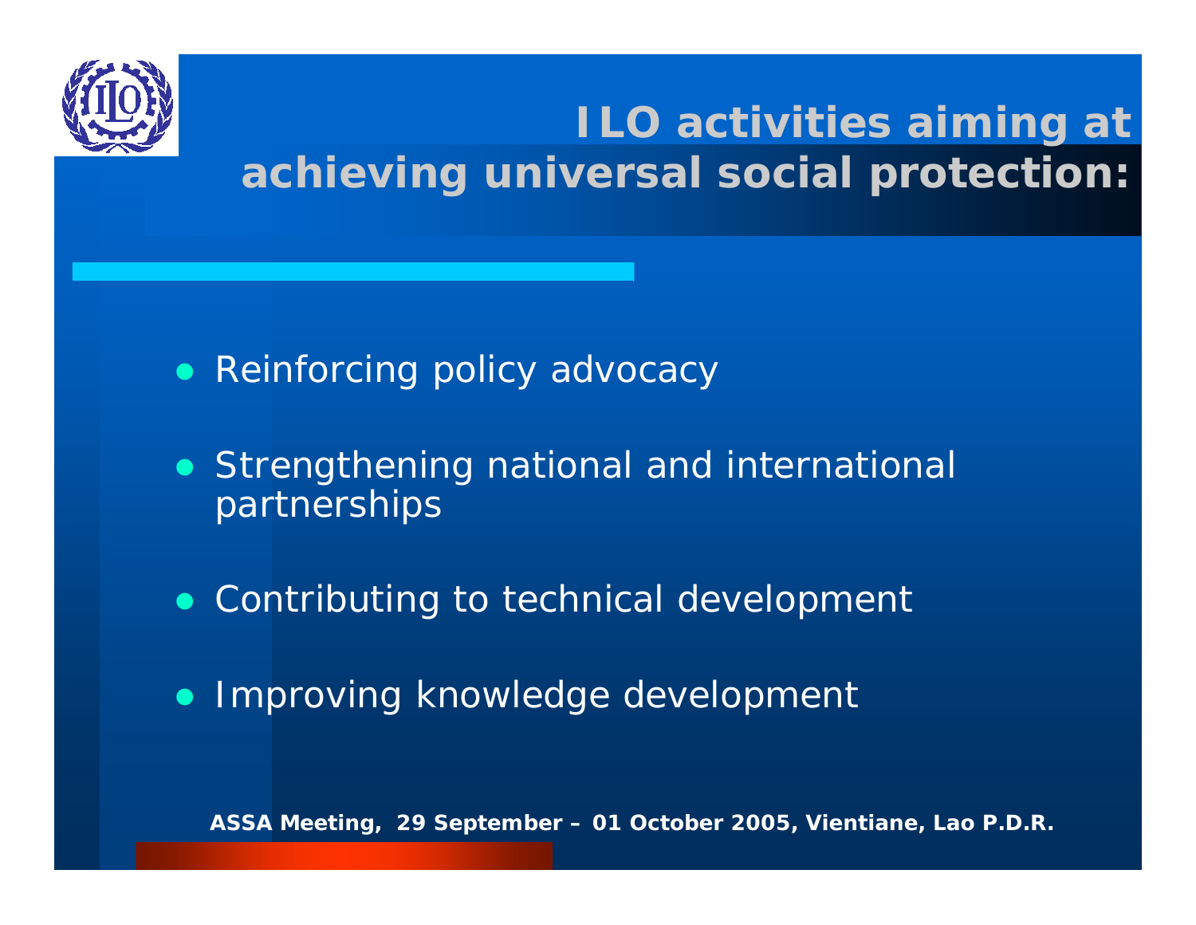# ILO activities aiming at achieving universal social protection:

- Reinforcing policy advocacy
- Strengthening national and international partnerships
- Contributing to technical development
- Improving knowledge development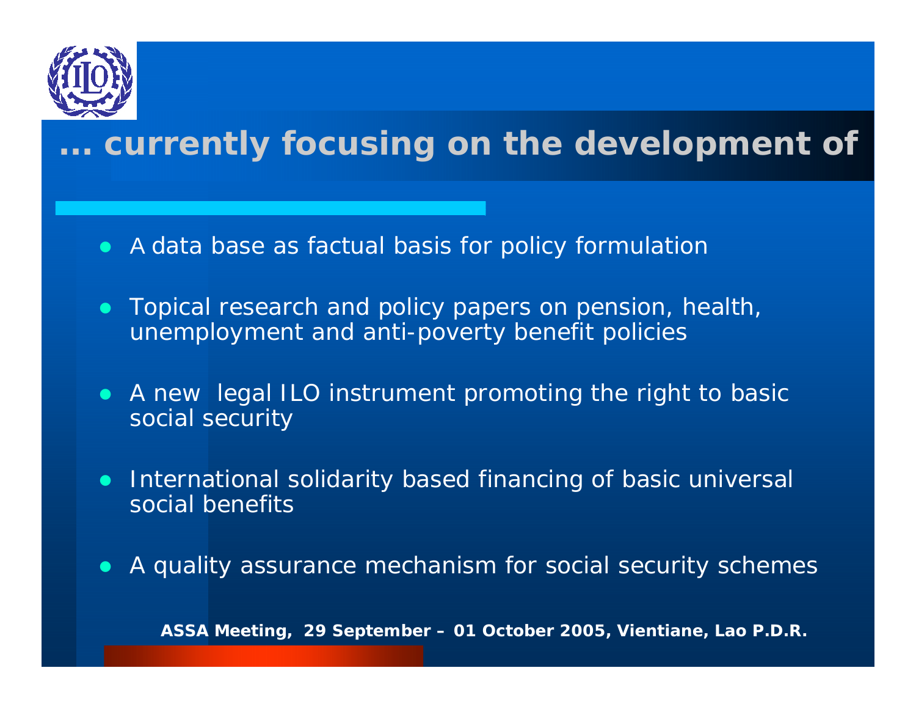# … currently focusing on the development of

- A data base as factual basis for policy formulation
- Topical research and policy papers on pension, health, unemployment and anti-poverty benefit policies
- A new legal ILO instrument promoting the right to basic social security
- International solidarity based financing of basic universal social benefits
- A quality assurance mechanism for social security schemes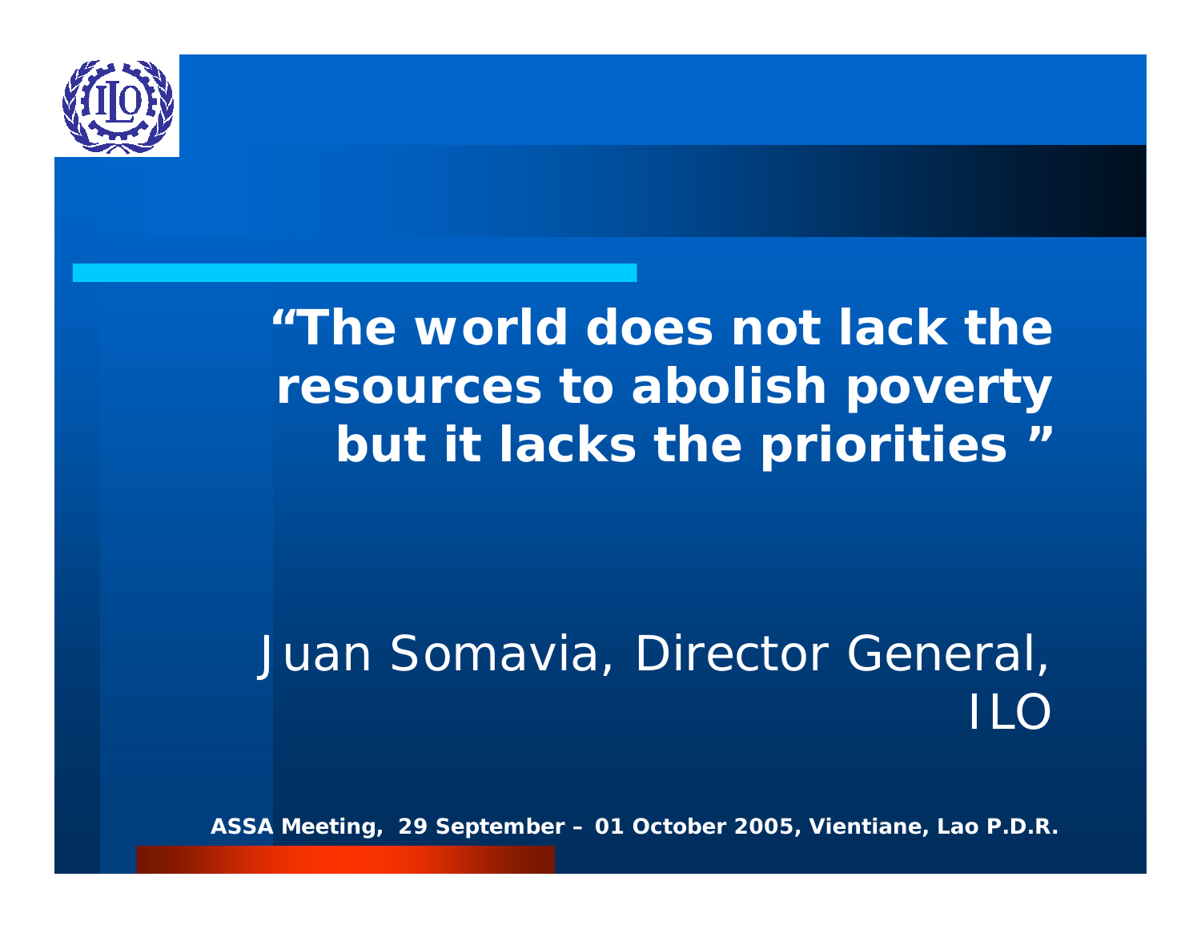**"The world does not lack the resources to abolish poverty but it lacks the priorities "**

Juan Somavia, Director General, ILO

**ASSA Meeting, 29 September – 01 October 2005, Vientiane, Lao P.D.R.**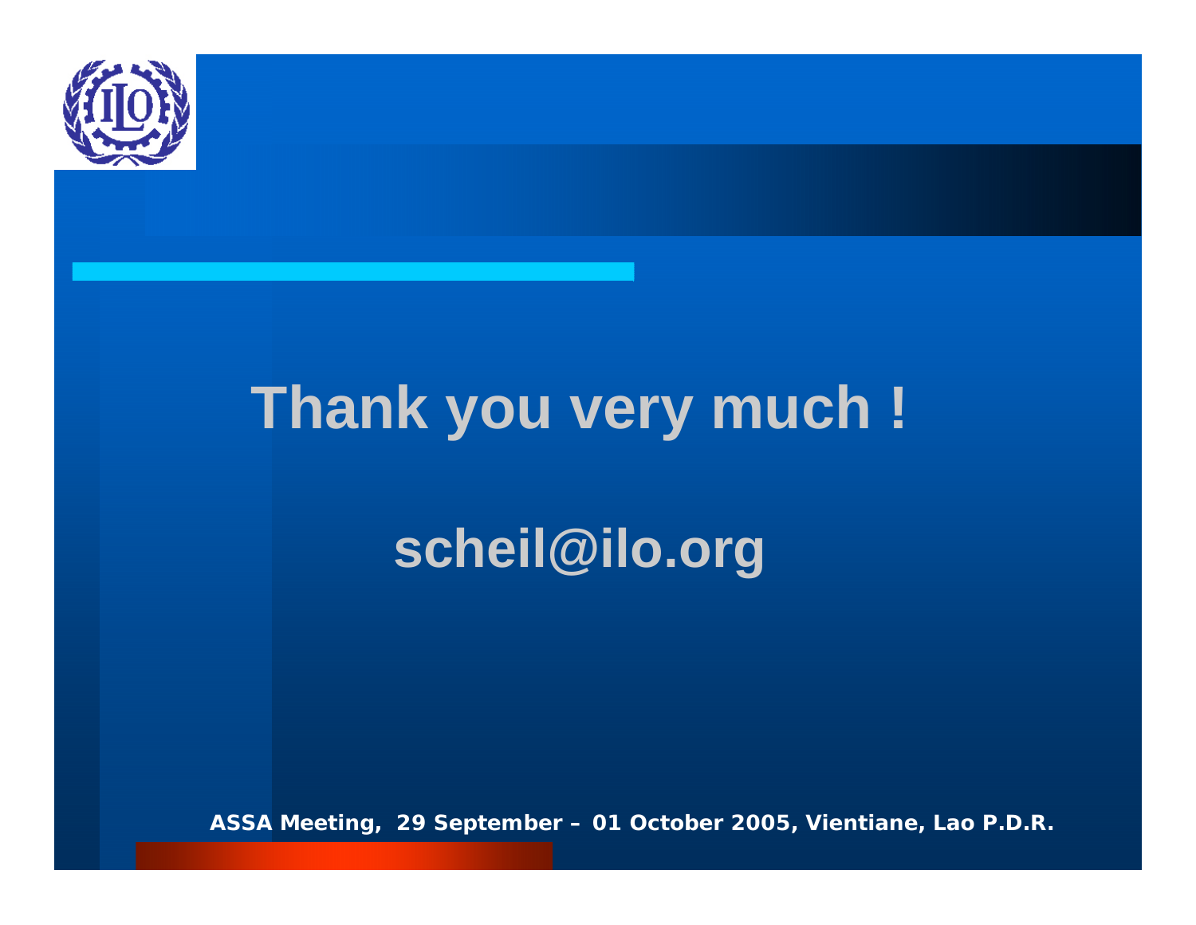# Thank you very much !

**scheil@ilo.org**

**ASSA Meeting, 29 September – 01 October 2005, Vientiane, Lao P.D.R.**